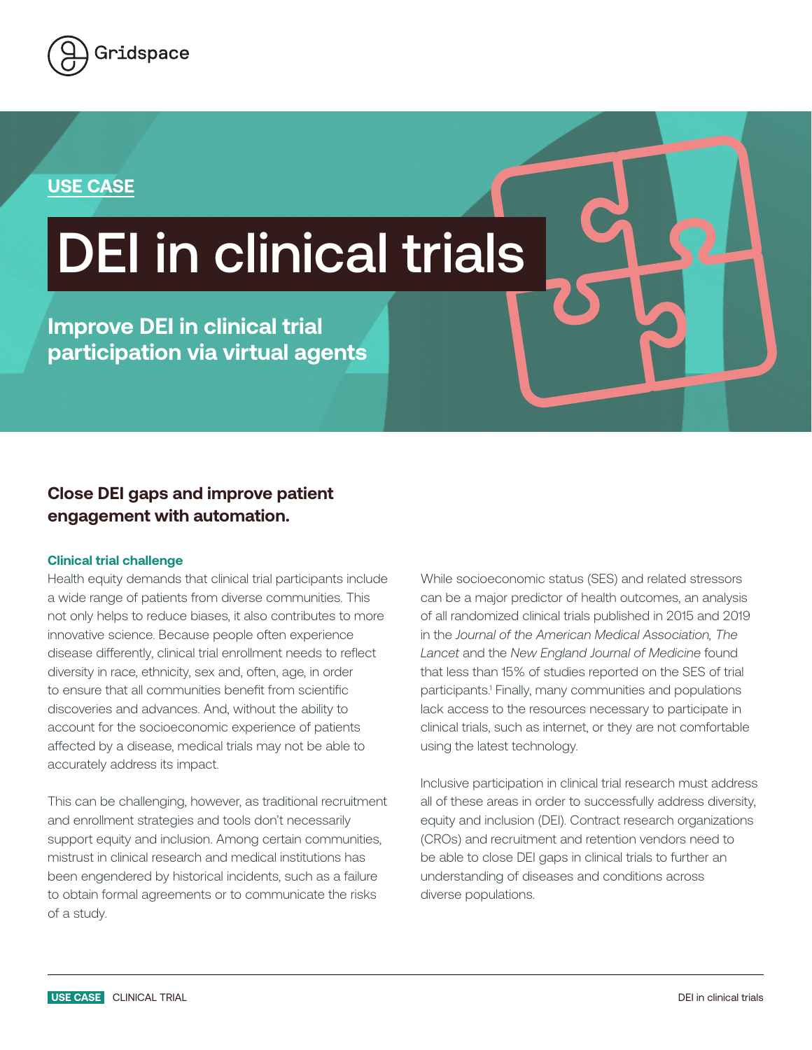Gridspace

**USE CASE**

# DEI in clinical trials

## Improve DEI in clinical trial participation via virtual agents

### Close DEI gaps and improve patient engagement with automation.

#### Clinical trial challenge

Health equity demands that clinical trial participants include a wide range of patients from diverse communities. This not only helps to reduce biases, it also contributes to more innovative science. Because people often experience disease differently, clinical trial enrollment needs to reflect diversity in race, ethnicity, sex and, often, age, in order to ensure that all communities benefit from scientific discoveries and advances. And, without the ability to account for the socioeconomic experience of patients affected by a disease, medical trials may not be able to accurately address its impact.

This can be challenging, however, as traditional recruitment and enrollment strategies and tools don't necessarily support equity and inclusion. Among certain communities, mistrust in clinical research and medical institutions has been engendered by historical incidents, such as a failure to obtain formal agreements or to communicate the risks of a study.

While socioeconomic status (SES) and related stressors can be a major predictor of health outcomes, an analysis of all randomized clinical trials published in 2015 and 2019 in the *Journal of the American Medical Association, The Lancet* and the *New England Journal of Medicine* found that less than 15% of studies reported on the SES of trial participants.[1] Finally, many communities and populations lack access to the resources necessary to participate in clinical trials, such as internet, or they are not comfortable using the latest technology.

Inclusive participation in clinical trial research must address all of these areas in order to successfully address diversity, equity and inclusion (DEI). Contract research organizations (CROs) and recruitment and retention vendors need to be able to close DEI gaps in clinical trials to further an understanding of diseases and conditions across diverse populations.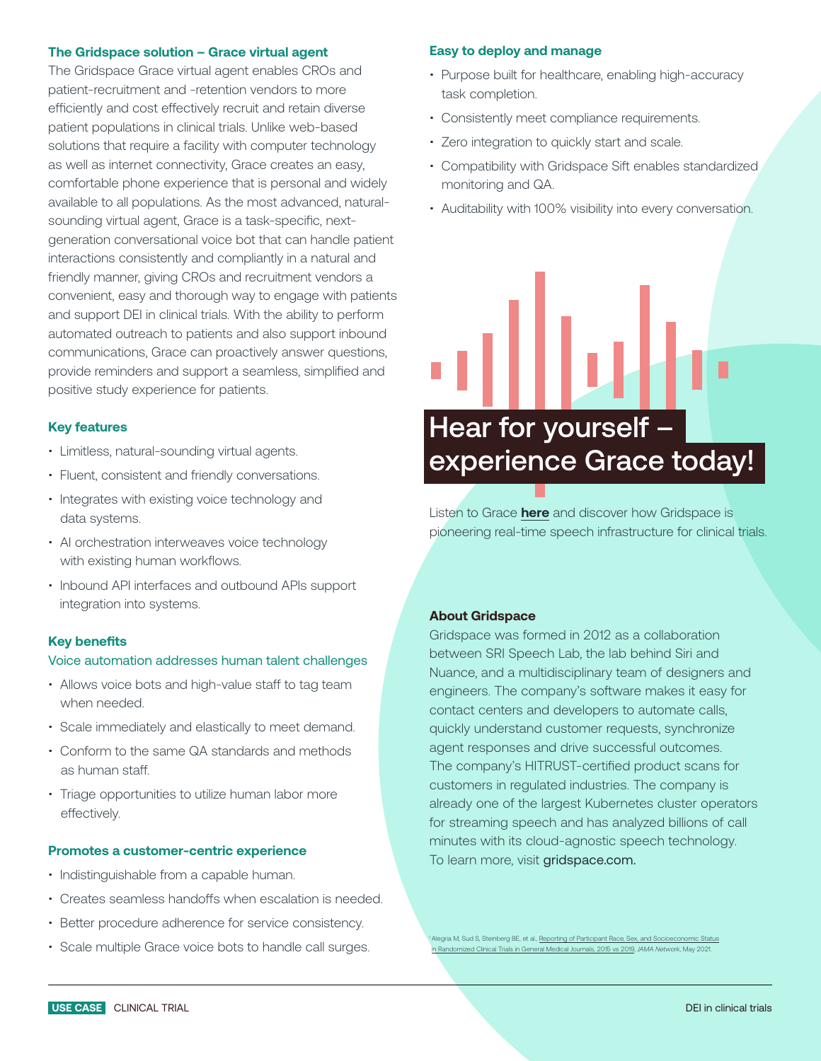### The Gridspace solution – Grace virtual agent

The Gridspace Grace virtual agent enables CROs and patient-recruitment and -retention vendors to more efficiently and cost effectively recruit and retain diverse patient populations in clinical trials. Unlike web-based solutions that require a facility with computer technology as well as internet connectivity, Grace creates an easy, comfortable phone experience that is personal and widely available to all populations. As the most advanced, natural-sounding virtual agent, Grace is a task-specific, next-generation conversational voice bot that can handle patient interactions consistently and compliantly in a natural and friendly manner, giving CROs and recruitment vendors a convenient, easy and thorough way to engage with patients and support DEI in clinical trials. With the ability to perform automated outreach to patients and also support inbound communications, Grace can proactively answer questions, provide reminders and support a seamless, simplified and positive study experience for patients.

### Key features

- Limitless, natural-sounding virtual agents.
- Fluent, consistent and friendly conversations.
- Integrates with existing voice technology and data systems.
- AI orchestration interweaves voice technology with existing human workflows.
- Inbound API interfaces and outbound APIs support integration into systems.

### Key benefits

#### Voice automation addresses human talent challenges

- Allows voice bots and high-value staff to tag team when needed.
- Scale immediately and elastically to meet demand.
- Conform to the same QA standards and methods as human staff.
- Triage opportunities to utilize human labor more effectively.

#### Promotes a customer-centric experience

- Indistinguishable from a capable human.
- Creates seamless handoffs when escalation is needed.
- Better procedure adherence for service consistency.
- Scale multiple Grace voice bots to handle call surges.

#### Easy to deploy and manage

- Purpose built for healthcare, enabling high-accuracy task completion.
- Consistently meet compliance requirements.
- Zero integration to quickly start and scale.
- Compatibility with Gridspace Sift enables standardized monitoring and QA.
- Auditability with 100% visibility into every conversation.

## Hear for yourself – experience Grace today!

Listen to Grace **here** and discover how Gridspace is pioneering real-time speech infrastructure for clinical trials.

### About Gridspace

Gridspace was formed in 2012 as a collaboration between SRI Speech Lab, the lab behind Siri and Nuance, and a multidisciplinary team of designers and engineers. The company's software makes it easy for contact centers and developers to automate calls, quickly understand customer requests, synchronize agent responses and drive successful outcomes. The company's HITRUST-certified product scans for customers in regulated industries. The company is already one of the largest Kubernetes cluster operators for streaming speech and has analyzed billions of call minutes with its cloud-agnostic speech technology. To learn more, visit gridspace.com.

[1] Alegria M, Sud S, Steinberg BE, et al., Reporting of Participant Race, Sex, and Socioeconomic Status in Randomized Clinical Trials in General Medical Journals, 2015 vs 2019. *JAMA Network*, May 2021.

USE CASE CLINICAL TRIAL

DEI in clinical trials